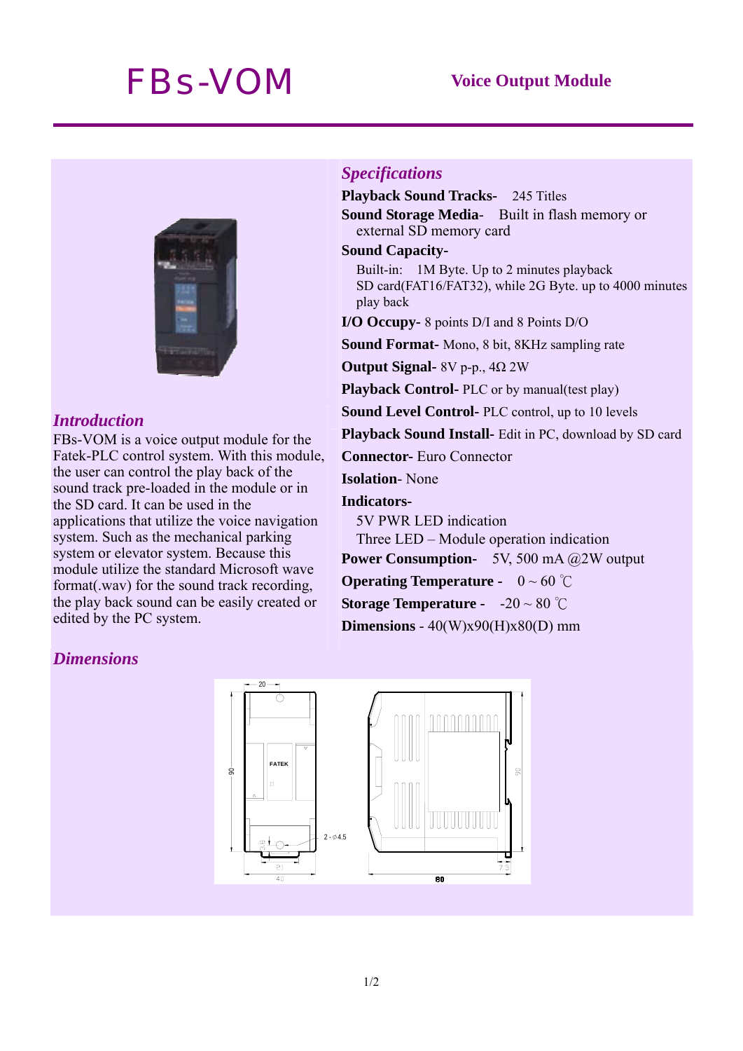# FBs-VOM

**Voice Output Module**

## Introduction

FBs-VOM is a voice output module for the Fatek-PLC control system. With this module, the user can control the play back of the sound track pre-loaded in the module or in the SD card. It can be used in the applications that utilize the voice navigation system. Such as the mechanical parking system or elevator system. Because this module utilize the standard Microsoft wave format(.wav) for the sound track recording, the play back sound can be easily created or edited by the PC system.

## Specifications

**Playback Sound Tracks-** 245 Titles

**Sound Storage Media-** Built in flash memory or external SD memory card

**Sound Capacity-**

Built-in: 1M Byte. Up to 2 minutes playback

SD card(FAT16/FAT32), while 2G Byte. up to 4000 minutes play back

**I/O Occupy-** 8 points D/I and 8 Points D/O

**Sound Format-** Mono, 8 bit, 8KHz sampling rate

**Output Signal-** 8V p-p., 4Ω 2W

**Playback Control-** PLC or by manual(test play)

**Sound Level Control-** PLC control, up to 10 levels

**Playback Sound Install-** Edit in PC, download by SD card

**Connector-** Euro Connector

**Isolation**- None

**Indicators-**

5V PWR LED indication

Three LED – Module operation indication

**Power Consumption-** 5V, 500 mA @2W output

**Operating Temperature -** 0 ~ 60 ℃

**Storage Temperature -** -20 ~ 80 ℃

**Dimensions** - 40(W)x90(H)x80(D) mm

## Dimensions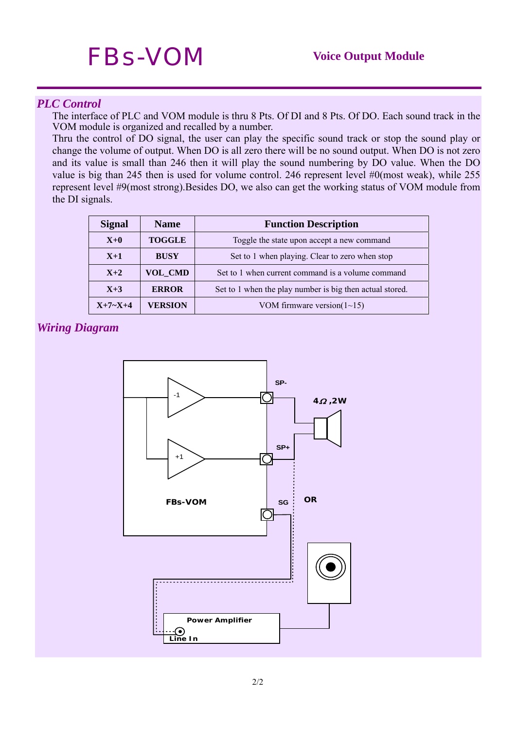## *PLC Control*

The interface of PLC and VOM module is thru 8 Pts. Of DI and 8 Pts. Of DO. Each sound track in the VOM module is organized and recalled by a number.

Thru the control of DO signal, the user can play the specific sound track or stop the sound play or change the volume of output. When DO is all zero there will be no sound output. When DO is not zero and its value is small than 246 then it will play the sound numbering by DO value. When the DO value is big than 245 then is used for volume control. 246 represent level #0(most weak), while 255 represent level #9(most strong).Besides DO, we also can get the working status of VOM module from the DI signals.

| Signal | Name | Function Description |
|---|---|---|
| X+0 | TOGGLE | Toggle the state upon accept a new command |
| X+1 | BUSY | Set to 1 when playing. Clear to zero when stop |
| X+2 | VOL_CMD | Set to 1 when current command is a volume command |
| X+3 | ERROR | Set to 1 when the play number is big then actual stored. |
| X+7~X+4 | VERSION | VOM firmware version(1~15) |

## *Wiring Diagram*

-1

+1

SP-

SP+

SG

4Ω ,2W

OR

FBs-VOM

Power Amplifier

Line In